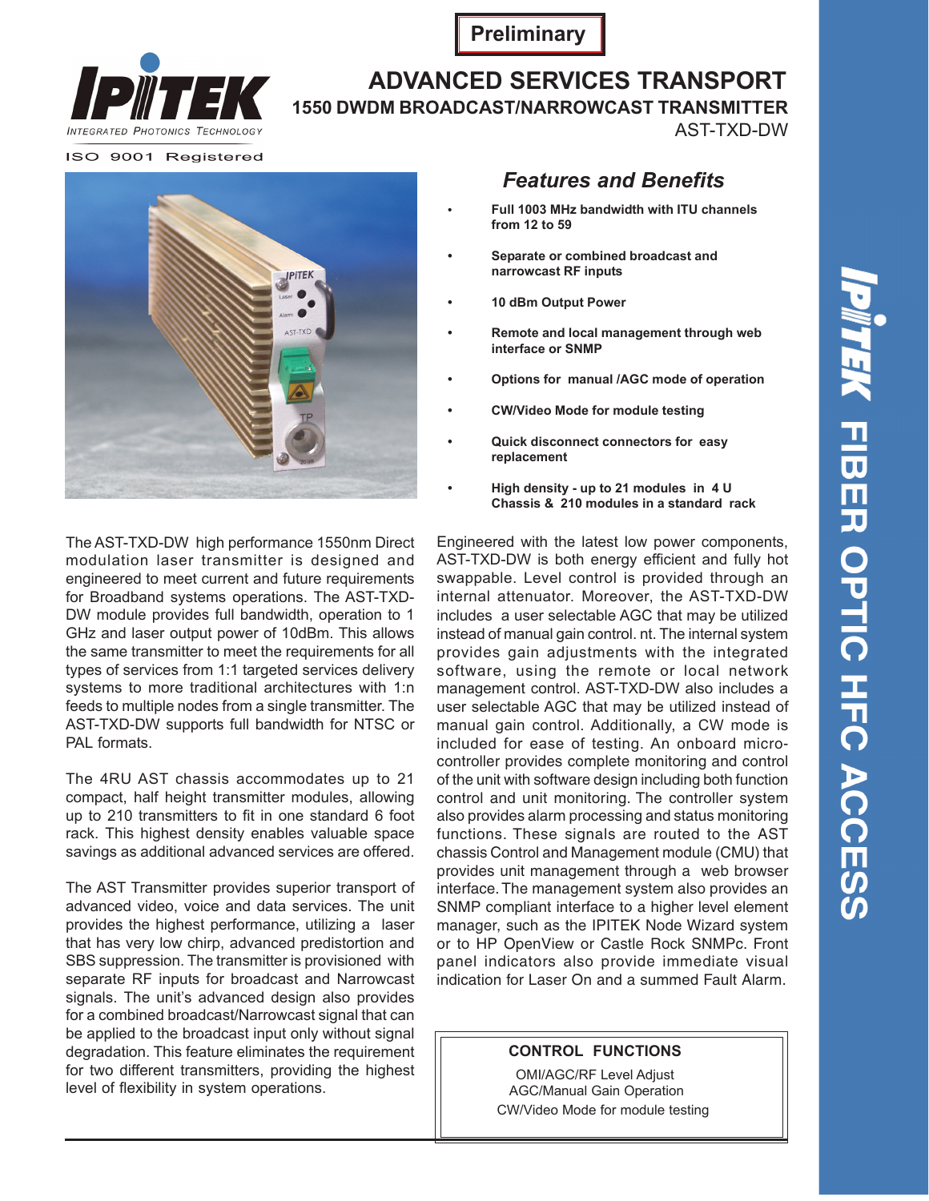Preliminary

# ADVANCED SERVICES TRANSPORT

## 1550 DWDM BROADCAST/NARROWCAST TRANSMITTER

AST-TXD-DW

IPITEK
INTEGRATED PHOTONICS TECHNOLOGY

ISO 9001 Registered

## Features and Benefits

- **Full 1003 MHz bandwidth with ITU channels from 12 to 59**
- **Separate or combined broadcast and narrowcast RF inputs**
- **10 dBm Output Power**
- **Remote and local management through web interface or SNMP**
- **Options for manual /AGC mode of operation**
- **CW/Video Mode for module testing**
- **Quick disconnect connectors for easy replacement**
- **High density - up to 21 modules in 4 U Chassis & 210 modules in a standard rack**

The AST-TXD-DW high performance 1550nm Direct modulation laser transmitter is designed and engineered to meet current and future requirements for Broadband systems operations. The AST-TXD-DW module provides full bandwidth, operation to 1 GHz and laser output power of 10dBm. This allows the same transmitter to meet the requirements for all types of services from 1:1 targeted services delivery systems to more traditional architectures with 1:n feeds to multiple nodes from a single transmitter. The AST-TXD-DW supports full bandwidth for NTSC or PAL formats.

The 4RU AST chassis accommodates up to 21 compact, half height transmitter modules, allowing up to 210 transmitters to fit in one standard 6 foot rack. This highest density enables valuable space savings as additional advanced services are offered.

The AST Transmitter provides superior transport of advanced video, voice and data services. The unit provides the highest performance, utilizing a laser that has very low chirp, advanced predistortion and SBS suppression. The transmitter is provisioned with separate RF inputs for broadcast and Narrowcast signals. The unit's advanced design also provides for a combined broadcast/Narrowcast signal that can be applied to the broadcast input only without signal degradation. This feature eliminates the requirement for two different transmitters, providing the highest level of flexibility in system operations.

Engineered with the latest low power components, AST-TXD-DW is both energy efficient and fully hot swappable. Level control is provided through an internal attenuator. Moreover, the AST-TXD-DW includes a user selectable AGC that may be utilized instead of manual gain control. nt. The internal system provides gain adjustments with the integrated software, using the remote or local network management control. AST-TXD-DW also includes a user selectable AGC that may be utilized instead of manual gain control. Additionally, a CW mode is included for ease of testing. An onboard micro-controller provides complete monitoring and control of the unit with software design including both function control and unit monitoring. The controller system also provides alarm processing and status monitoring functions. These signals are routed to the AST chassis Control and Management module (CMU) that provides unit management through a web browser interface. The management system also provides an SNMP compliant interface to a higher level element manager, such as the IPITEK Node Wizard system or to HP OpenView or Castle Rock SNMPc. Front panel indicators also provide immediate visual indication for Laser On and a summed Fault Alarm.

**CONTROL FUNCTIONS**

OMI/AGC/RF Level Adjust
AGC/Manual Gain Operation
CW/Video Mode for module testing

IPITEK FIBER OPTIC HFC ACCESS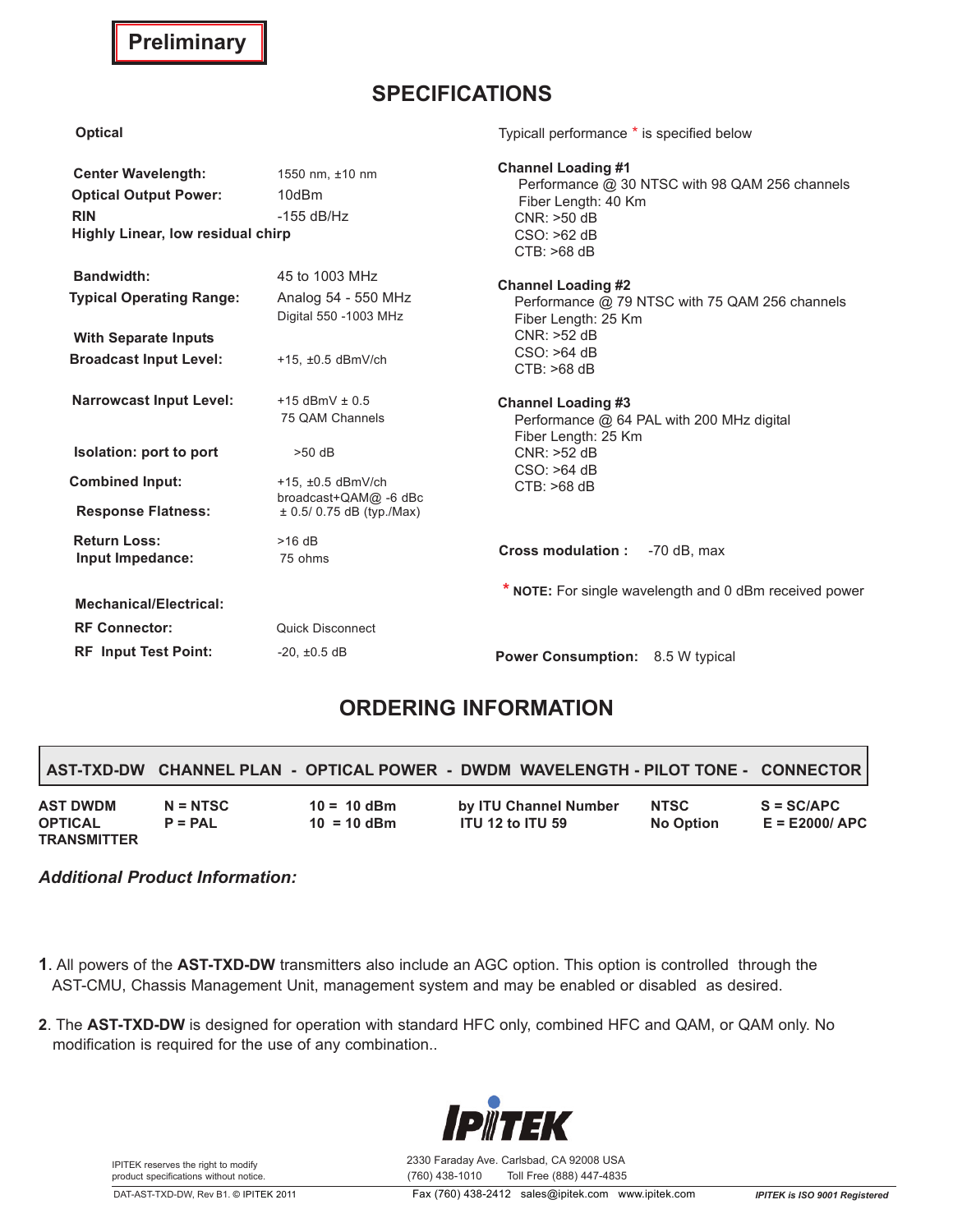**Preliminary**

# SPECIFICATIONS

**Optical**

**Center Wavelength:** 1550 nm, ±10 nm
**Optical Output Power:** 10dBm
**RIN** -155 dB/Hz
**Highly Linear, low residual chirp**

**Bandwidth:** 45 to 1003 MHz
**Typical Operating Range:** Analog 54 - 550 MHz
Digital 550 -1003 MHz

**With Separate Inputs**
**Broadcast Input Level:** +15, ±0.5 dBmV/ch

**Narrowcast Input Level:** +15 dBmV ± 0.5
75 QAM Channels

**Isolation: port to port** >50 dB

**Combined Input:** +15, ±0.5 dBmV/ch
broadcast+QAM@ -6 dBc
**Response Flatness:** ± 0.5/ 0.75 dB (typ./Max)

**Return Loss:** >16 dB
**Input Impedance:** 75 ohms

**Mechanical/Electrical:**
**RF Connector:** Quick Disconnect
**RF Input Test Point:** -20, ±0.5 dB

Typicall performance * is specified below

**Channel Loading #1**
Performance @ 30 NTSC with 98 QAM 256 channels
Fiber Length: 40 Km
CNR: >50 dB
CSO: >62 dB
CTB: >68 dB

**Channel Loading #2**
Performance @ 79 NTSC with 75 QAM 256 channels
Fiber Length: 25 Km
CNR: >52 dB
CSO: >64 dB
CTB: >68 dB

**Channel Loading #3**
Performance @ 64 PAL with 200 MHz digital
Fiber Length: 25 Km
CNR: >52 dB
CSO: >64 dB
CTB: >68 dB

**Cross modulation :** -70 dB, max

* **NOTE:** For single wavelength and 0 dBm received power

**Power Consumption:** 8.5 W typical

# ORDERING INFORMATION

| AST-TXD-DW | CHANNEL PLAN - | OPTICAL POWER - | DWDM WAVELENGTH - | PILOT TONE - | CONNECTOR |
|---|---|---|---|---|---|
| **AST DWDM OPTICAL TRANSMITTER** | **N = NTSC**<br>**P = PAL** | **10 = 10 dBm**<br>**10 = 10 dBm** | **by ITU Channel Number**<br>**ITU 12 to ITU 59** | **NTSC**<br>**No Option** | **S = SC/APC**<br>**E = E2000/ APC** |

***Additional Product Information:***

**1**. All powers of the **AST-TXD-DW** transmitters also include an AGC option. This option is controlled through the AST-CMU, Chassis Management Unit, management system and may be enabled or disabled as desired.

**2**. The **AST-TXD-DW** is designed for operation with standard HFC only, combined HFC and QAM, or QAM only. No modification is required for the use of any combination..

IPITEK

IPITEK reserves the right to modify product specifications without notice.

2330 Faraday Ave. Carlsbad, CA 92008 USA
(760) 438-1010 Toll Free (888) 447-4835
Fax (760) 438-2412 sales@ipitek.com www.ipitek.com

DAT-AST-TXD-DW, Rev B1. © IPITEK 2011

*IPITEK is ISO 9001 Registered*